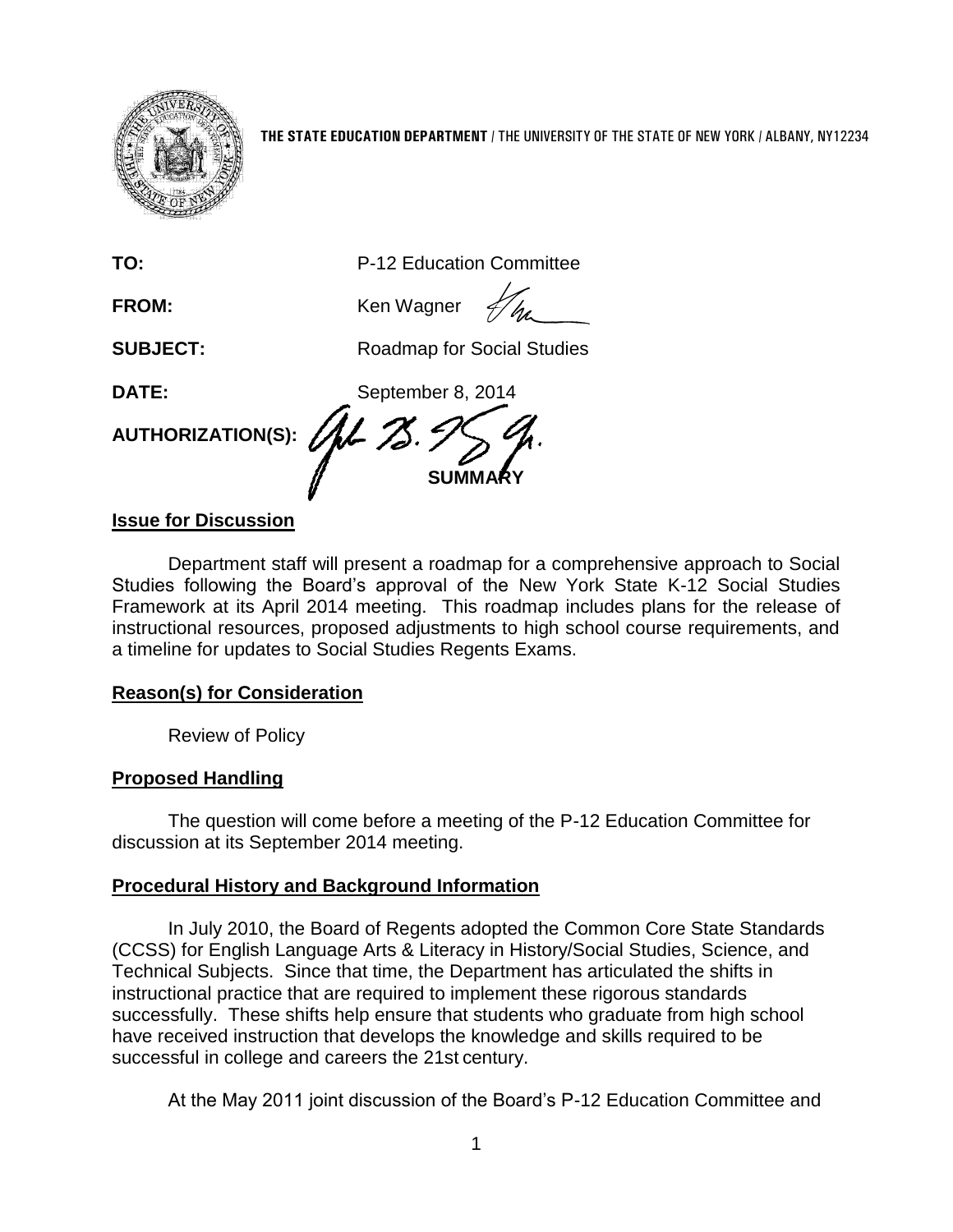**THE STATE EDUCATION DEPARTMENT** / THE UNIVERSITY OF THE STATE OF NEW YORK / ALBANY, NY12234

**TO:** P-12 Education Committee

**FROM:** Ken Wagner

**SUBJECT:** Roadmap for Social Studies

**DATE:** September 8, 2014

**AUTHORIZATION(S):**

**SUMMARY**

**Issue for Discussion**

Department staff will present a roadmap for a comprehensive approach to Social Studies following the Board's approval of the New York State K-12 Social Studies Framework at its April 2014 meeting. This roadmap includes plans for the release of instructional resources, proposed adjustments to high school course requirements, and a timeline for updates to Social Studies Regents Exams.

**Reason(s) for Consideration**

Review of Policy

**Proposed Handling**

The question will come before a meeting of the P-12 Education Committee for discussion at its September 2014 meeting.

**Procedural History and Background Information**

In July 2010, the Board of Regents adopted the Common Core State Standards (CCSS) for English Language Arts & Literacy in History/Social Studies, Science, and Technical Subjects. Since that time, the Department has articulated the shifts in instructional practice that are required to implement these rigorous standards successfully. These shifts help ensure that students who graduate from high school have received instruction that develops the knowledge and skills required to be successful in college and careers the 21st century.

At the May 2011 joint discussion of the Board's P-12 Education Committee and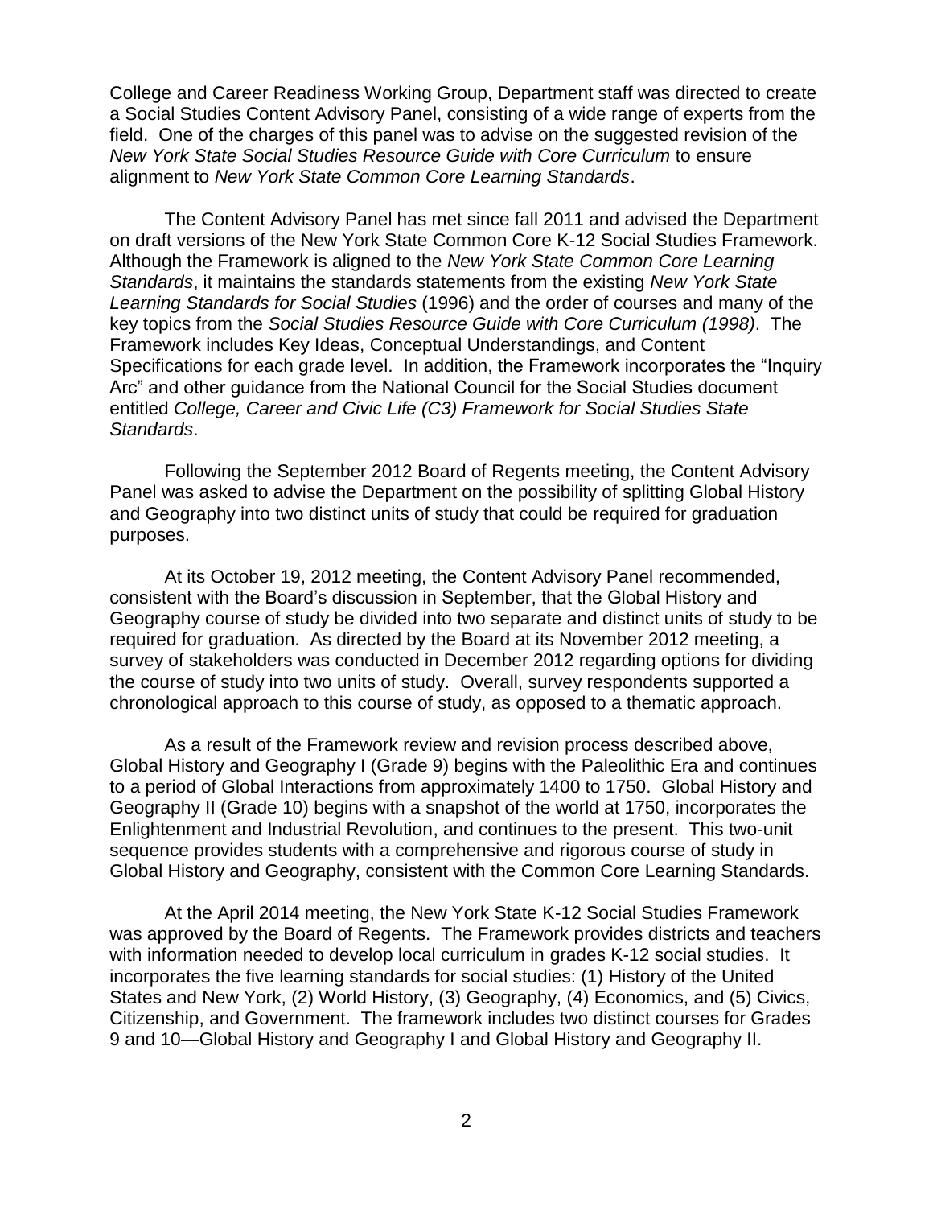College and Career Readiness Working Group, Department staff was directed to create a Social Studies Content Advisory Panel, consisting of a wide range of experts from the field. One of the charges of this panel was to advise on the suggested revision of the *New York State Social Studies Resource Guide with Core Curriculum* to ensure alignment to *New York State Common Core Learning Standards*.

The Content Advisory Panel has met since fall 2011 and advised the Department on draft versions of the New York State Common Core K-12 Social Studies Framework. Although the Framework is aligned to the *New York State Common Core Learning Standards*, it maintains the standards statements from the existing *New York State Learning Standards for Social Studies* (1996) and the order of courses and many of the key topics from the *Social Studies Resource Guide with Core Curriculum (1998)*. The Framework includes Key Ideas, Conceptual Understandings, and Content Specifications for each grade level. In addition, the Framework incorporates the "Inquiry Arc" and other guidance from the National Council for the Social Studies document entitled *College, Career and Civic Life (C3) Framework for Social Studies State Standards*.

Following the September 2012 Board of Regents meeting, the Content Advisory Panel was asked to advise the Department on the possibility of splitting Global History and Geography into two distinct units of study that could be required for graduation purposes.

At its October 19, 2012 meeting, the Content Advisory Panel recommended, consistent with the Board's discussion in September, that the Global History and Geography course of study be divided into two separate and distinct units of study to be required for graduation. As directed by the Board at its November 2012 meeting, a survey of stakeholders was conducted in December 2012 regarding options for dividing the course of study into two units of study. Overall, survey respondents supported a chronological approach to this course of study, as opposed to a thematic approach.

As a result of the Framework review and revision process described above, Global History and Geography I (Grade 9) begins with the Paleolithic Era and continues to a period of Global Interactions from approximately 1400 to 1750. Global History and Geography II (Grade 10) begins with a snapshot of the world at 1750, incorporates the Enlightenment and Industrial Revolution, and continues to the present. This two-unit sequence provides students with a comprehensive and rigorous course of study in Global History and Geography, consistent with the Common Core Learning Standards.

At the April 2014 meeting, the New York State K-12 Social Studies Framework was approved by the Board of Regents. The Framework provides districts and teachers with information needed to develop local curriculum in grades K-12 social studies. It incorporates the five learning standards for social studies: (1) History of the United States and New York, (2) World History, (3) Geography, (4) Economics, and (5) Civics, Citizenship, and Government. The framework includes two distinct courses for Grades 9 and 10—Global History and Geography I and Global History and Geography II.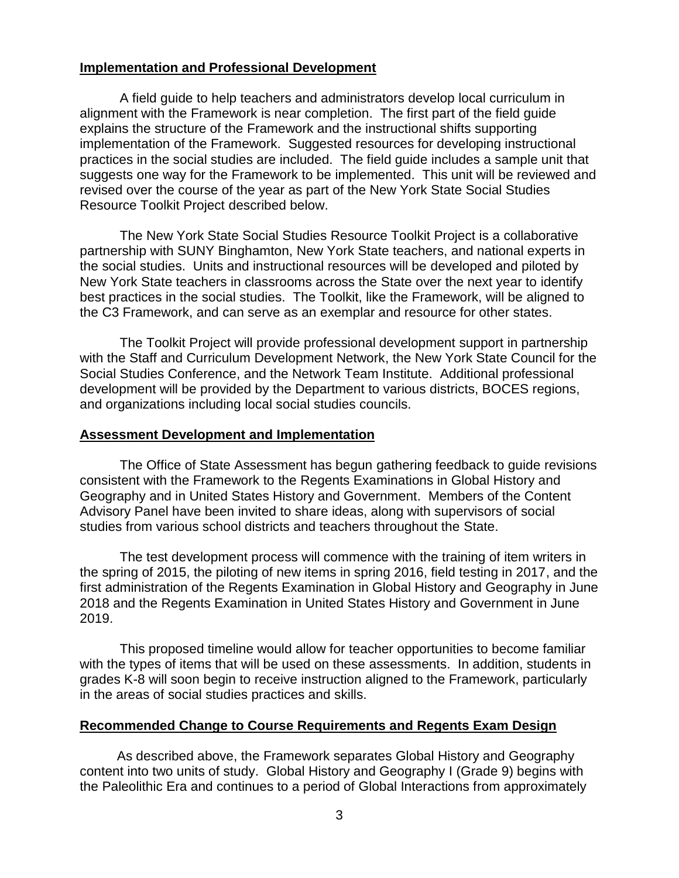## Implementation and Professional Development

A field guide to help teachers and administrators develop local curriculum in alignment with the Framework is near completion. The first part of the field guide explains the structure of the Framework and the instructional shifts supporting implementation of the Framework. Suggested resources for developing instructional practices in the social studies are included. The field guide includes a sample unit that suggests one way for the Framework to be implemented. This unit will be reviewed and revised over the course of the year as part of the New York State Social Studies Resource Toolkit Project described below.

The New York State Social Studies Resource Toolkit Project is a collaborative partnership with SUNY Binghamton, New York State teachers, and national experts in the social studies. Units and instructional resources will be developed and piloted by New York State teachers in classrooms across the State over the next year to identify best practices in the social studies. The Toolkit, like the Framework, will be aligned to the C3 Framework, and can serve as an exemplar and resource for other states.

The Toolkit Project will provide professional development support in partnership with the Staff and Curriculum Development Network, the New York State Council for the Social Studies Conference, and the Network Team Institute. Additional professional development will be provided by the Department to various districts, BOCES regions, and organizations including local social studies councils.

## Assessment Development and Implementation

The Office of State Assessment has begun gathering feedback to guide revisions consistent with the Framework to the Regents Examinations in Global History and Geography and in United States History and Government. Members of the Content Advisory Panel have been invited to share ideas, along with supervisors of social studies from various school districts and teachers throughout the State.

The test development process will commence with the training of item writers in the spring of 2015, the piloting of new items in spring 2016, field testing in 2017, and the first administration of the Regents Examination in Global History and Geography in June 2018 and the Regents Examination in United States History and Government in June 2019.

This proposed timeline would allow for teacher opportunities to become familiar with the types of items that will be used on these assessments. In addition, students in grades K-8 will soon begin to receive instruction aligned to the Framework, particularly in the areas of social studies practices and skills.

## Recommended Change to Course Requirements and Regents Exam Design

As described above, the Framework separates Global History and Geography content into two units of study. Global History and Geography I (Grade 9) begins with the Paleolithic Era and continues to a period of Global Interactions from approximately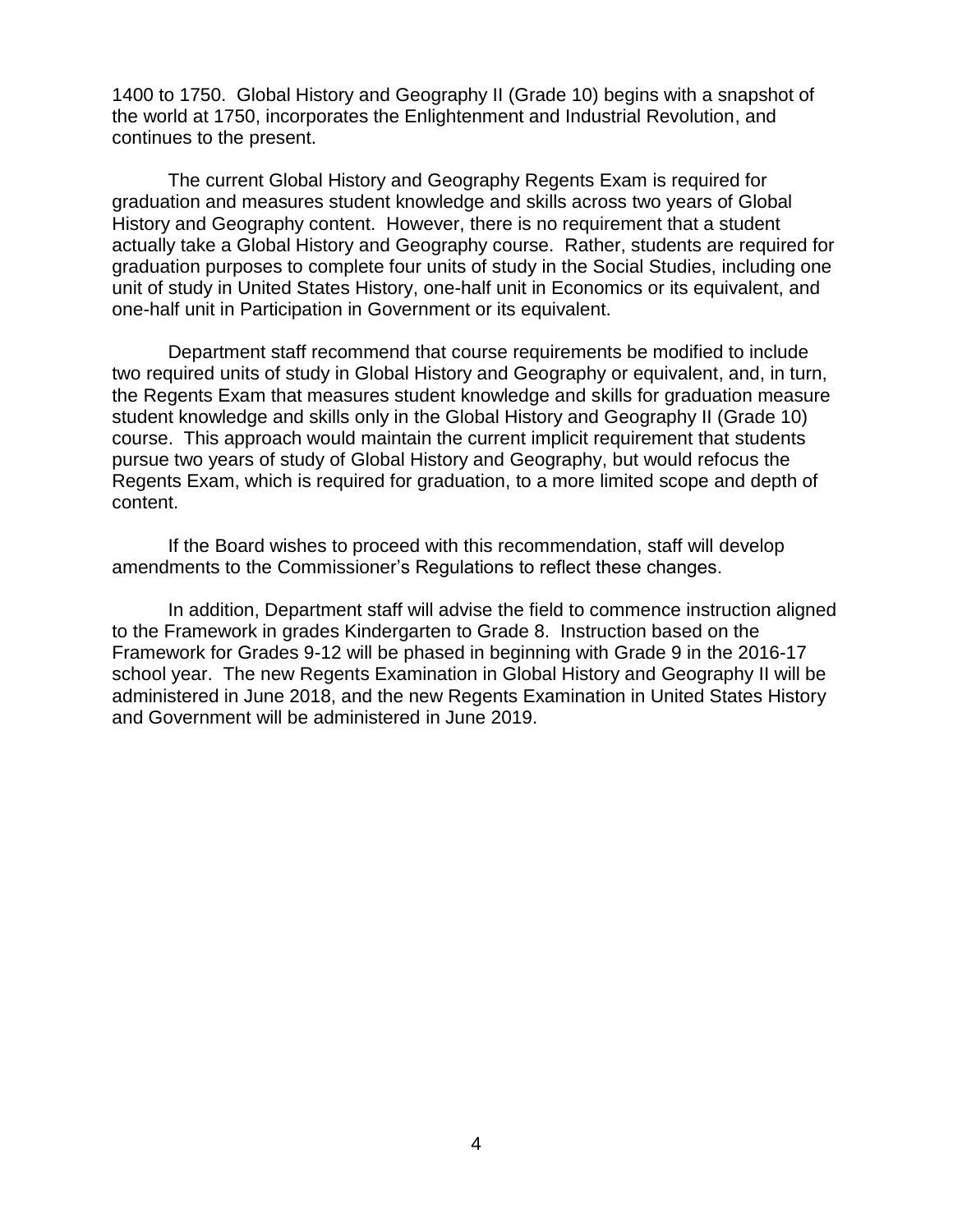1400 to 1750. Global History and Geography II (Grade 10) begins with a snapshot of the world at 1750, incorporates the Enlightenment and Industrial Revolution, and continues to the present.

The current Global History and Geography Regents Exam is required for graduation and measures student knowledge and skills across two years of Global History and Geography content. However, there is no requirement that a student actually take a Global History and Geography course. Rather, students are required for graduation purposes to complete four units of study in the Social Studies, including one unit of study in United States History, one-half unit in Economics or its equivalent, and one-half unit in Participation in Government or its equivalent.

Department staff recommend that course requirements be modified to include two required units of study in Global History and Geography or equivalent, and, in turn, the Regents Exam that measures student knowledge and skills for graduation measure student knowledge and skills only in the Global History and Geography II (Grade 10) course. This approach would maintain the current implicit requirement that students pursue two years of study of Global History and Geography, but would refocus the Regents Exam, which is required for graduation, to a more limited scope and depth of content.

If the Board wishes to proceed with this recommendation, staff will develop amendments to the Commissioner's Regulations to reflect these changes.

In addition, Department staff will advise the field to commence instruction aligned to the Framework in grades Kindergarten to Grade 8. Instruction based on the Framework for Grades 9-12 will be phased in beginning with Grade 9 in the 2016-17 school year. The new Regents Examination in Global History and Geography II will be administered in June 2018, and the new Regents Examination in United States History and Government will be administered in June 2019.